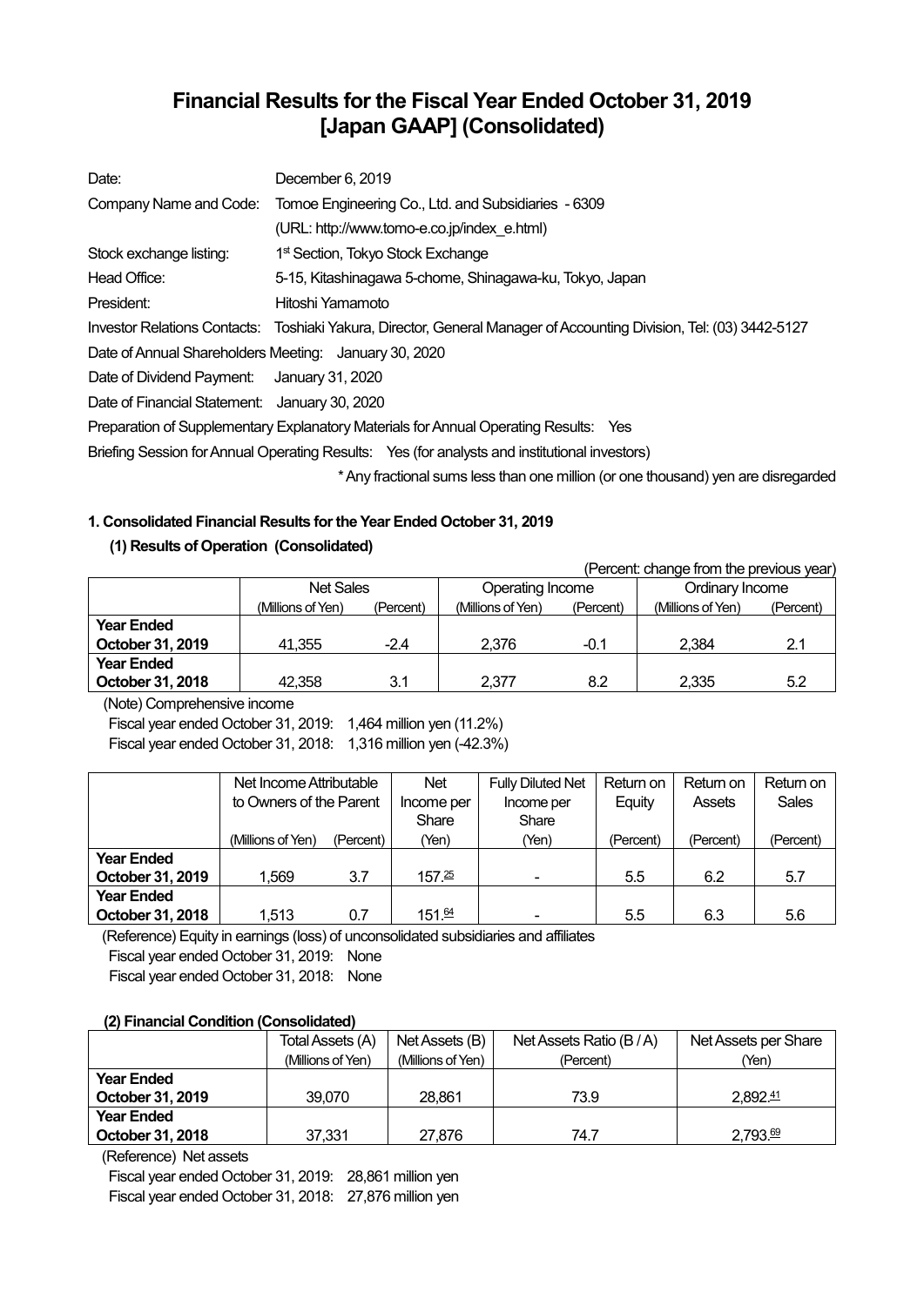# Financial Results for the Fiscal Year Ended October 31, 2019 [Japan GAAP] (Consolidated)

| | |
|---|---|
| Date: | December 6, 2019 |
| Company Name and Code: | Tomoe Engineering Co., Ltd. and Subsidiaries - 6309 |
| | (URL: http://www.tomo-e.co.jp/index_e.html) |
| Stock exchange listing: | 1st Section, Tokyo Stock Exchange |
| Head Office: | 5-15, Kitashinagawa 5-chome, Shinagawa-ku, Tokyo, Japan |
| President: | Hitoshi Yamamoto |
| Investor Relations Contacts: | Toshiaki Yakura, Director, General Manager of Accounting Division, Tel: (03) 3442-5127 |

Date of Annual Shareholders Meeting: January 30, 2020

Date of Dividend Payment: January 31, 2020

Date of Financial Statement: January 30, 2020

Preparation of Supplementary Explanatory Materials for Annual Operating Results: Yes

Briefing Session for Annual Operating Results: Yes (for analysts and institutional investors)

\* Any fractional sums less than one million (or one thousand) yen are disregarded

### 1. Consolidated Financial Results for the Year Ended October 31, 2019

#### (1) Results of Operation (Consolidated)

(Percent: change from the previous year)

| | Net Sales | | Operating Income | | Ordinary Income | |
|---|---|---|---|---|---|---|
| | (Millions of Yen) | (Percent) | (Millions of Yen) | (Percent) | (Millions of Yen) | (Percent) |
| **Year Ended October 31, 2019** | 41,355 | -2.4 | 2,376 | -0.1 | 2,384 | 2.1 |
| **Year Ended October 31, 2018** | 42,358 | 3.1 | 2,377 | 8.2 | 2,335 | 5.2 |

(Note) Comprehensive income

Fiscal year ended October 31, 2019: 1,464 million yen (11.2%)

Fiscal year ended October 31, 2018: 1,316 million yen (-42.3%)

| | Net Income Attributable to Owners of the Parent | | Net Income per Share | Fully Diluted Net Income per Share | Return on Equity | Return on Assets | Return on Sales |
|---|---|---|---|---|---|---|---|
| | (Millions of Yen) | (Percent) | (Yen) | (Yen) | (Percent) | (Percent) | (Percent) |
| **Year Ended October 31, 2019** | 1,569 | 3.7 | 157.25 | - | 5.5 | 6.2 | 5.7 |
| **Year Ended October 31, 2018** | 1,513 | 0.7 | 151.64 | - | 5.5 | 6.3 | 5.6 |

(Reference) Equity in earnings (loss) of unconsolidated subsidiaries and affiliates

Fiscal year ended October 31, 2019: None

Fiscal year ended October 31, 2018: None

#### (2) Financial Condition (Consolidated)

| | Total Assets (A) | Net Assets (B) | Net Assets Ratio (B / A) | Net Assets per Share |
|---|---|---|---|---|
| | (Millions of Yen) | (Millions of Yen) | (Percent) | (Yen) |
| **Year Ended October 31, 2019** | 39,070 | 28,861 | 73.9 | 2,892.41 |
| **Year Ended October 31, 2018** | 37,331 | 27,876 | 74.7 | 2,793.69 |

(Reference) Net assets

Fiscal year ended October 31, 2019: 28,861 million yen

Fiscal year ended October 31, 2018: 27,876 million yen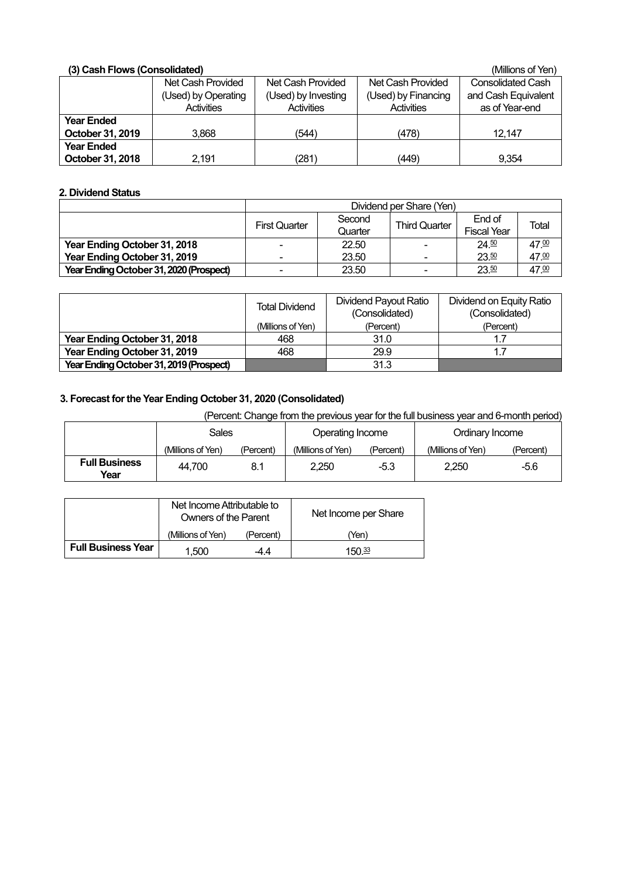### (3) Cash Flows (Consolidated)

(Millions of Yen)

| | Net Cash Provided (Used) by Operating Activities | Net Cash Provided (Used) by Investing Activities | Net Cash Provided (Used) by Financing Activities | Consolidated Cash and Cash Equivalent as of Year-end |
|---|---|---|---|---|
| **Year Ended October 31, 2019** | 3,868 | (544) | (478) | 12,147 |
| **Year Ended October 31, 2018** | 2,191 | (281) | (449) | 9,354 |

### 2. Dividend Status

| | Dividend per Share (Yen) | | | | |
|---|---|---|---|---|---|
| | First Quarter | Second Quarter | Third Quarter | End of Fiscal Year | Total |
| **Year Ending October 31, 2018** | - | 22.50 | - | 24.50 | 47.00 |
| **Year Ending October 31, 2019** | - | 23.50 | - | 23.50 | 47.00 |
| **Year Ending October 31, 2020 (Prospect)** | - | 23.50 | - | 23.50 | 47.00 |

| | Total Dividend | Dividend Payout Ratio (Consolidated) | Dividend on Equity Ratio (Consolidated) |
|---|---|---|---|
| | (Millions of Yen) | (Percent) | (Percent) |
| **Year Ending October 31, 2018** | 468 | 31.0 | 1.7 |
| **Year Ending October 31, 2019** | 468 | 29.9 | 1.7 |
| **Year Ending October 31, 2019 (Prospect)** | | 31.3 | |

### 3. Forecast for the Year Ending October 31, 2020 (Consolidated)

(Percent: Change from the previous year for the full business year and 6-month period)

| | Sales | | Operating Income | | Ordinary Income | |
|---|---|---|---|---|---|---|
| | (Millions of Yen) | (Percent) | (Millions of Yen) | (Percent) | (Millions of Yen) | (Percent) |
| **Full Business Year** | 44,700 | 8.1 | 2,250 | -5.3 | 2,250 | -5.6 |

| | Net Income Attributable to Owners of the Parent | | Net Income per Share |
|---|---|---|---|
| | (Millions of Yen) | (Percent) | (Yen) |
| **Full Business Year** | 1,500 | -4.4 | 150.33 |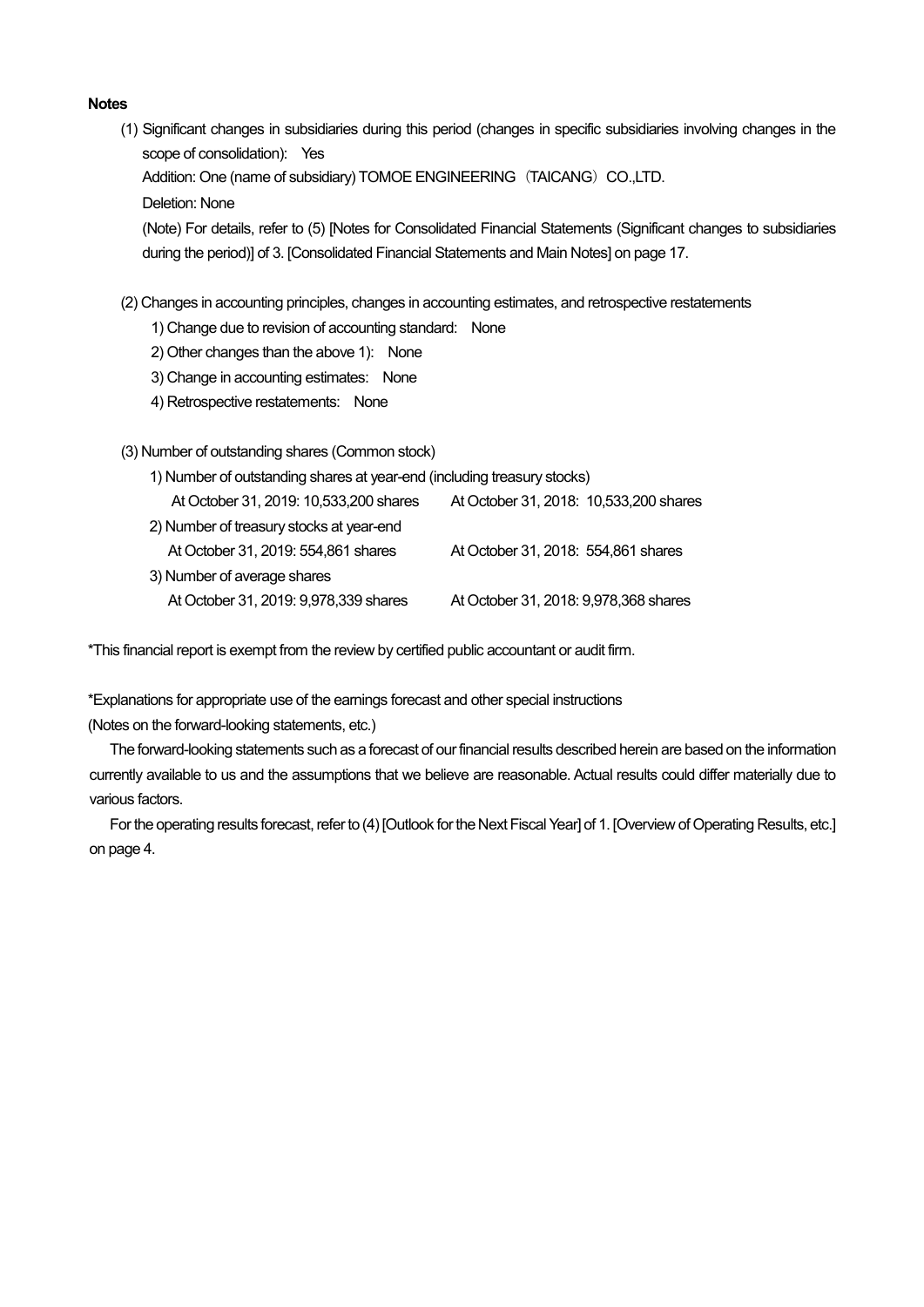**Notes**

(1) Significant changes in subsidiaries during this period (changes in specific subsidiaries involving changes in the scope of consolidation): Yes

Addition: One (name of subsidiary) TOMOE ENGINEERING（TAICANG）CO.,LTD.

Deletion: None

(Note) For details, refer to (5) [Notes for Consolidated Financial Statements (Significant changes to subsidiaries during the period)] of 3. [Consolidated Financial Statements and Main Notes] on page 17.

(2) Changes in accounting principles, changes in accounting estimates, and retrospective restatements

1) Change due to revision of accounting standard: None

2) Other changes than the above 1): None

3) Change in accounting estimates: None

4) Retrospective restatements: None

(3) Number of outstanding shares (Common stock)

1) Number of outstanding shares at year-end (including treasury stocks)

| At October 31, 2019: 10,533,200 shares | At October 31, 2018: 10,533,200 shares |
|---|---|

2) Number of treasury stocks at year-end

| At October 31, 2019: 554,861 shares | At October 31, 2018: 554,861 shares |
|---|---|

3) Number of average shares

| At October 31, 2019: 9,978,339 shares | At October 31, 2018: 9,978,368 shares |
|---|---|

*This financial report is exempt from the review by certified public accountant or audit firm.

*Explanations for appropriate use of the earnings forecast and other special instructions
(Notes on the forward-looking statements, etc.)

The forward-looking statements such as a forecast of our financial results described herein are based on the information currently available to us and the assumptions that we believe are reasonable. Actual results could differ materially due to various factors.

For the operating results forecast, refer to (4) [Outlook for the Next Fiscal Year] of 1. [Overview of Operating Results, etc.] on page 4.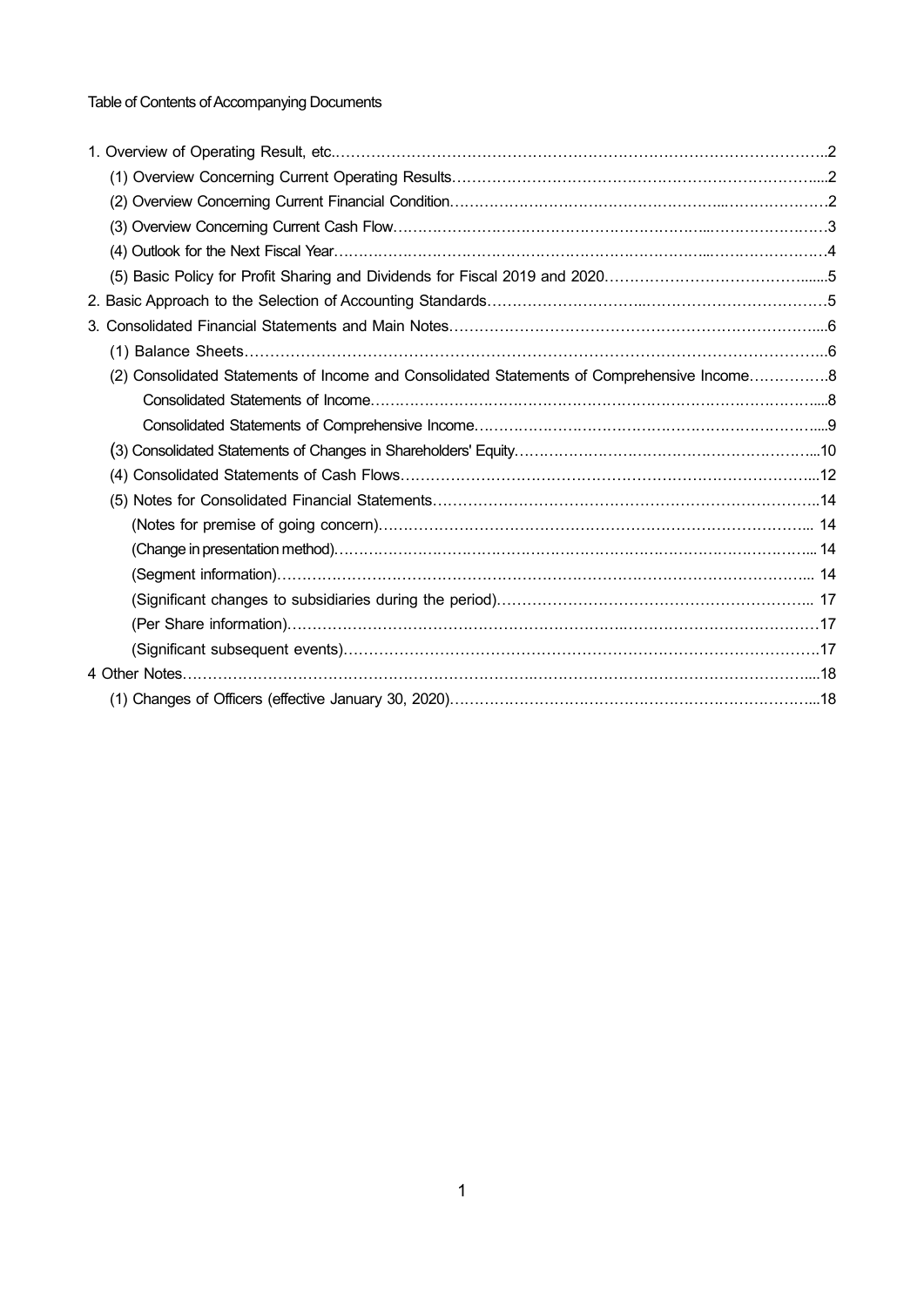Table of Contents of Accompanying Documents

1. Overview of Operating Result, etc.……………………………………………………………………………………..2
   - (1) Overview Concerning Current Operating Results……………………………………………………………....2
   - (2) Overview Concerning Current Financial Condition……………………………………………..…………………2
   - (3) Overview Concerning Current Cash Flow……………………………………………………...……………………3
   - (4) Outlook for the Next Fiscal Year……………………………………………………………...……………………4
   - (5) Basic Policy for Profit Sharing and Dividends for Fiscal 2019 and 2020……………………………………......5
2. Basic Approach to the Selection of Accounting Standards…………………………..………………………………5
3. Consolidated Financial Statements and Main Notes………………………………………………………………...6
   - (1) Balance Sheets……………………………………………………………………………………………………..6
   - (2) Consolidated Statements of Income and Consolidated Statements of Comprehensive Income…………….8
     - Consolidated Statements of Income……………………………………………………………………………....8
     - Consolidated Statements of Comprehensive Income…………………………………………………………....9
   - (3) Consolidated Statements of Changes in Shareholders' Equity…………………………………………………...10
   - (4) Consolidated Statements of Cash Flows………………………………………………………………………...12
   - (5) Notes for Consolidated Financial Statements…………………………………………………………………..14
     - (Notes for premise of going concern)………………………………………………………………………….. 14
     - (Change in presentation method)……………………………………………………………………………... 14
     - (Segment information)……………………………………………………………………………………….. 14
     - (Significant changes to subsidiaries during the period)…………………………………………………….. 17
     - (Per Share information)……………………………………………………………………………………………17
     - (Significant subsequent events)…………………………………………………………………………………17
4. Other Notes…………………………………………………………………………………………………………....18
   - (1) Changes of Officers (effective January 30, 2020)……………………………………………………………...18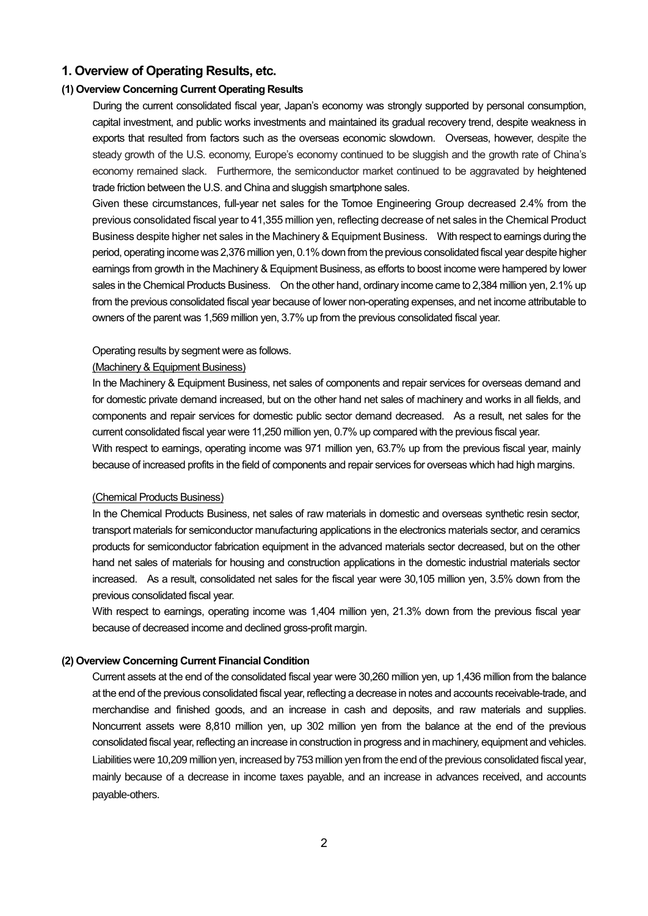## 1. Overview of Operating Results, etc.

### (1) Overview Concerning Current Operating Results

During the current consolidated fiscal year, Japan's economy was strongly supported by personal consumption, capital investment, and public works investments and maintained its gradual recovery trend, despite weakness in exports that resulted from factors such as the overseas economic slowdown. Overseas, however, despite the steady growth of the U.S. economy, Europe's economy continued to be sluggish and the growth rate of China's economy remained slack. Furthermore, the semiconductor market continued to be aggravated by heightened trade friction between the U.S. and China and sluggish smartphone sales.

Given these circumstances, full-year net sales for the Tomoe Engineering Group decreased 2.4% from the previous consolidated fiscal year to 41,355 million yen, reflecting decrease of net sales in the Chemical Product Business despite higher net sales in the Machinery & Equipment Business. With respect to earnings during the period, operating income was 2,376 million yen, 0.1% down from the previous consolidated fiscal year despite higher earnings from growth in the Machinery & Equipment Business, as efforts to boost income were hampered by lower sales in the Chemical Products Business. On the other hand, ordinary income came to 2,384 million yen, 2.1% up from the previous consolidated fiscal year because of lower non-operating expenses, and net income attributable to owners of the parent was 1,569 million yen, 3.7% up from the previous consolidated fiscal year.

Operating results by segment were as follows.

(Machinery & Equipment Business)

In the Machinery & Equipment Business, net sales of components and repair services for overseas demand and for domestic private demand increased, but on the other hand net sales of machinery and works in all fields, and components and repair services for domestic public sector demand decreased. As a result, net sales for the current consolidated fiscal year were 11,250 million yen, 0.7% up compared with the previous fiscal year.

With respect to earnings, operating income was 971 million yen, 63.7% up from the previous fiscal year, mainly because of increased profits in the field of components and repair services for overseas which had high margins.

(Chemical Products Business)

In the Chemical Products Business, net sales of raw materials in domestic and overseas synthetic resin sector, transport materials for semiconductor manufacturing applications in the electronics materials sector, and ceramics products for semiconductor fabrication equipment in the advanced materials sector decreased, but on the other hand net sales of materials for housing and construction applications in the domestic industrial materials sector increased. As a result, consolidated net sales for the fiscal year were 30,105 million yen, 3.5% down from the previous consolidated fiscal year.

With respect to earnings, operating income was 1,404 million yen, 21.3% down from the previous fiscal year because of decreased income and declined gross-profit margin.

### (2) Overview Concerning Current Financial Condition

Current assets at the end of the consolidated fiscal year were 30,260 million yen, up 1,436 million from the balance at the end of the previous consolidated fiscal year, reflecting a decrease in notes and accounts receivable-trade, and merchandise and finished goods, and an increase in cash and deposits, and raw materials and supplies. Noncurrent assets were 8,810 million yen, up 302 million yen from the balance at the end of the previous consolidated fiscal year, reflecting an increase in construction in progress and in machinery, equipment and vehicles. Liabilities were 10,209 million yen, increased by 753 million yen from the end of the previous consolidated fiscal year, mainly because of a decrease in income taxes payable, and an increase in advances received, and accounts payable-others.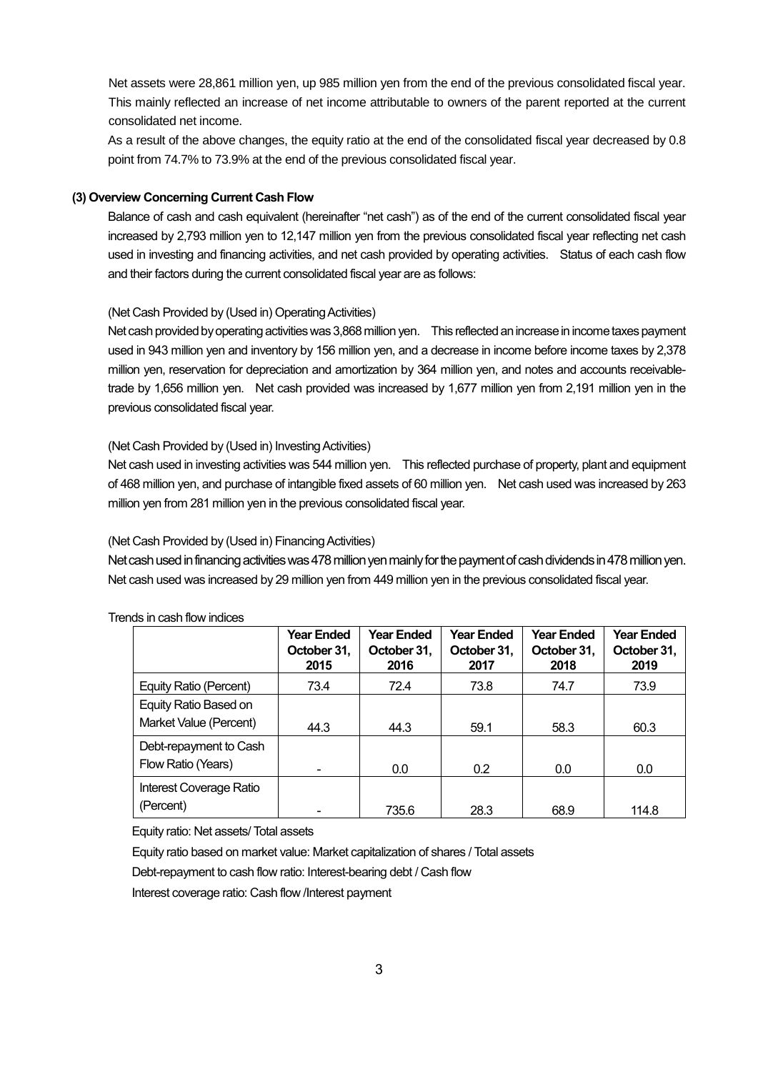Net assets were 28,861 million yen, up 985 million yen from the end of the previous consolidated fiscal year. This mainly reflected an increase of net income attributable to owners of the parent reported at the current consolidated net income.

As a result of the above changes, the equity ratio at the end of the consolidated fiscal year decreased by 0.8 point from 74.7% to 73.9% at the end of the previous consolidated fiscal year.

**(3) Overview Concerning Current Cash Flow**

Balance of cash and cash equivalent (hereinafter "net cash") as of the end of the current consolidated fiscal year increased by 2,793 million yen to 12,147 million yen from the previous consolidated fiscal year reflecting net cash used in investing and financing activities, and net cash provided by operating activities. Status of each cash flow and their factors during the current consolidated fiscal year are as follows:

(Net Cash Provided by (Used in) Operating Activities)

Net cash provided by operating activities was 3,868 million yen. This reflected an increase in income taxes payment used in 943 million yen and inventory by 156 million yen, and a decrease in income before income taxes by 2,378 million yen, reservation for depreciation and amortization by 364 million yen, and notes and accounts receivable-trade by 1,656 million yen. Net cash provided was increased by 1,677 million yen from 2,191 million yen in the previous consolidated fiscal year.

(Net Cash Provided by (Used in) Investing Activities)

Net cash used in investing activities was 544 million yen. This reflected purchase of property, plant and equipment of 468 million yen, and purchase of intangible fixed assets of 60 million yen. Net cash used was increased by 263 million yen from 281 million yen in the previous consolidated fiscal year.

(Net Cash Provided by (Used in) Financing Activities)

Net cash used in financing activities was 478 million yen mainly for the payment of cash dividends in 478 million yen. Net cash used was increased by 29 million yen from 449 million yen in the previous consolidated fiscal year.

Trends in cash flow indices

| | Year Ended October 31, 2015 | Year Ended October 31, 2016 | Year Ended October 31, 2017 | Year Ended October 31, 2018 | Year Ended October 31, 2019 |
|---|---|---|---|---|---|
| Equity Ratio (Percent) | 73.4 | 72.4 | 73.8 | 74.7 | 73.9 |
| Equity Ratio Based on Market Value (Percent) | 44.3 | 44.3 | 59.1 | 58.3 | 60.3 |
| Debt-repayment to Cash Flow Ratio (Years) | - | 0.0 | 0.2 | 0.0 | 0.0 |
| Interest Coverage Ratio (Percent) | - | 735.6 | 28.3 | 68.9 | 114.8 |

Equity ratio: Net assets/ Total assets

Equity ratio based on market value: Market capitalization of shares / Total assets

Debt-repayment to cash flow ratio: Interest-bearing debt / Cash flow

Interest coverage ratio: Cash flow /Interest payment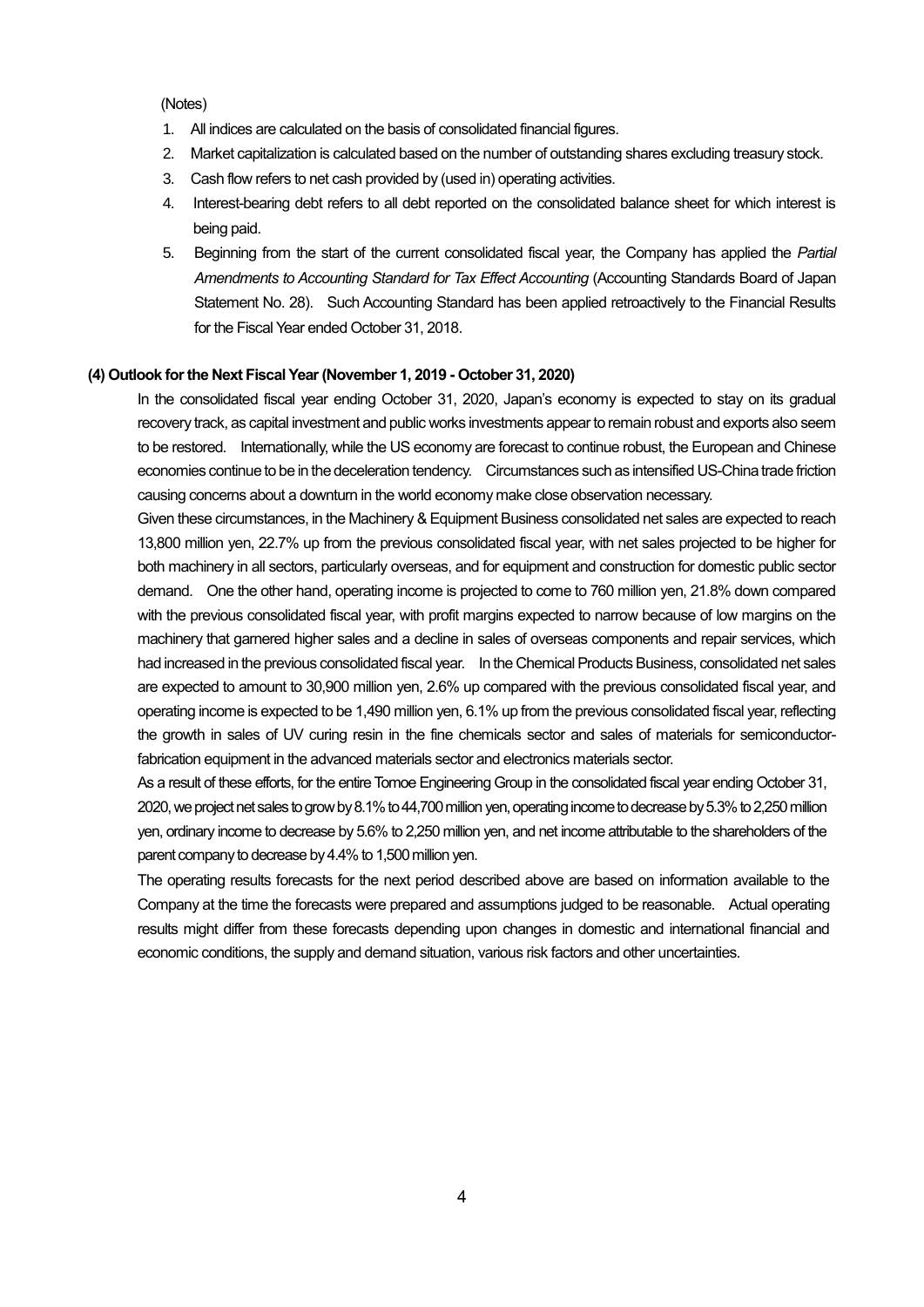(Notes)

1. All indices are calculated on the basis of consolidated financial figures.
2. Market capitalization is calculated based on the number of outstanding shares excluding treasury stock.
3. Cash flow refers to net cash provided by (used in) operating activities.
4. Interest-bearing debt refers to all debt reported on the consolidated balance sheet for which interest is being paid.
5. Beginning from the start of the current consolidated fiscal year, the Company has applied the *Partial Amendments to Accounting Standard for Tax Effect Accounting* (Accounting Standards Board of Japan Statement No. 28). Such Accounting Standard has been applied retroactively to the Financial Results for the Fiscal Year ended October 31, 2018.

**(4) Outlook for the Next Fiscal Year (November 1, 2019 - October 31, 2020)**

In the consolidated fiscal year ending October 31, 2020, Japan's economy is expected to stay on its gradual recovery track, as capital investment and public works investments appear to remain robust and exports also seem to be restored. Internationally, while the US economy are forecast to continue robust, the European and Chinese economies continue to be in the deceleration tendency. Circumstances such as intensified US-China trade friction causing concerns about a downturn in the world economy make close observation necessary.

Given these circumstances, in the Machinery & Equipment Business consolidated net sales are expected to reach 13,800 million yen, 22.7% up from the previous consolidated fiscal year, with net sales projected to be higher for both machinery in all sectors, particularly overseas, and for equipment and construction for domestic public sector demand. One the other hand, operating income is projected to come to 760 million yen, 21.8% down compared with the previous consolidated fiscal year, with profit margins expected to narrow because of low margins on the machinery that garnered higher sales and a decline in sales of overseas components and repair services, which had increased in the previous consolidated fiscal year. In the Chemical Products Business, consolidated net sales are expected to amount to 30,900 million yen, 2.6% up compared with the previous consolidated fiscal year, and operating income is expected to be 1,490 million yen, 6.1% up from the previous consolidated fiscal year, reflecting the growth in sales of UV curing resin in the fine chemicals sector and sales of materials for semiconductor-fabrication equipment in the advanced materials sector and electronics materials sector.

As a result of these efforts, for the entire Tomoe Engineering Group in the consolidated fiscal year ending October 31, 2020, we project net sales to grow by 8.1% to 44,700 million yen, operating income to decrease by 5.3% to 2,250 million yen, ordinary income to decrease by 5.6% to 2,250 million yen, and net income attributable to the shareholders of the parent company to decrease by 4.4% to 1,500 million yen.

The operating results forecasts for the next period described above are based on information available to the Company at the time the forecasts were prepared and assumptions judged to be reasonable. Actual operating results might differ from these forecasts depending upon changes in domestic and international financial and economic conditions, the supply and demand situation, various risk factors and other uncertainties.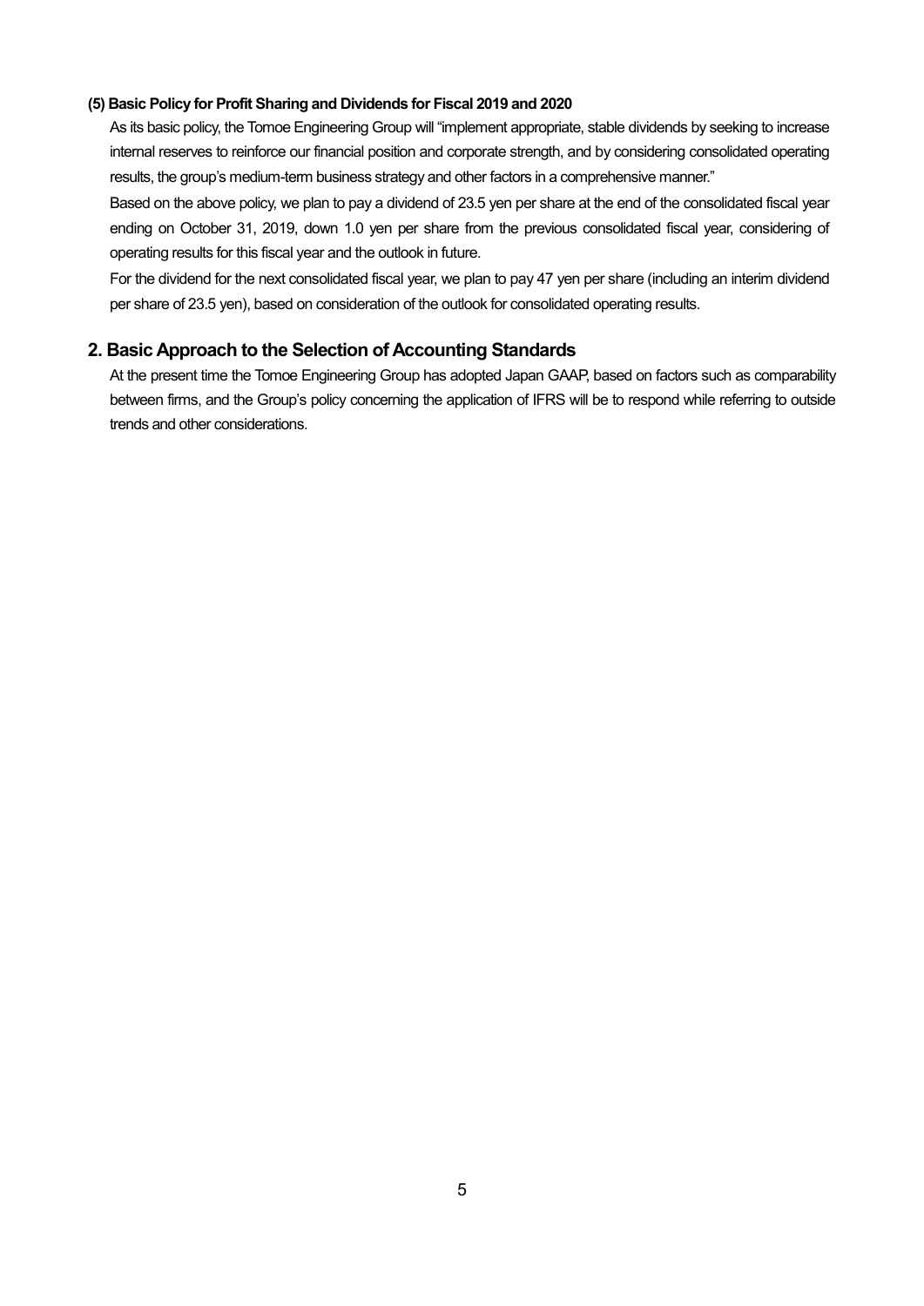**(5) Basic Policy for Profit Sharing and Dividends for Fiscal 2019 and 2020**

As its basic policy, the Tomoe Engineering Group will "implement appropriate, stable dividends by seeking to increase internal reserves to reinforce our financial position and corporate strength, and by considering consolidated operating results, the group's medium-term business strategy and other factors in a comprehensive manner."

Based on the above policy, we plan to pay a dividend of 23.5 yen per share at the end of the consolidated fiscal year ending on October 31, 2019, down 1.0 yen per share from the previous consolidated fiscal year, considering of operating results for this fiscal year and the outlook in future.

For the dividend for the next consolidated fiscal year, we plan to pay 47 yen per share (including an interim dividend per share of 23.5 yen), based on consideration of the outlook for consolidated operating results.

## 2. Basic Approach to the Selection of Accounting Standards

At the present time the Tomoe Engineering Group has adopted Japan GAAP, based on factors such as comparability between firms, and the Group's policy concerning the application of IFRS will be to respond while referring to outside trends and other considerations.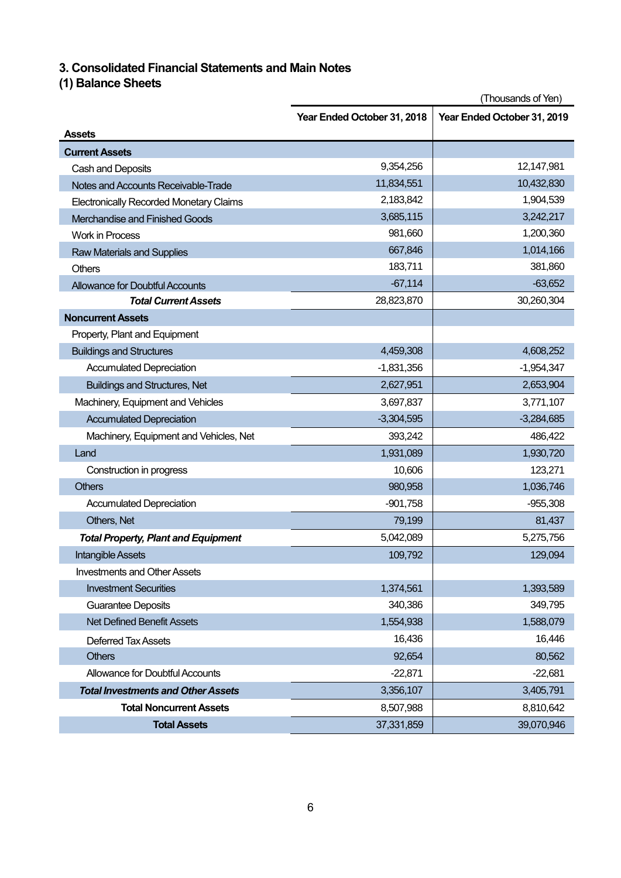### 3. Consolidated Financial Statements and Main Notes

### (1) Balance Sheets

(Thousands of Yen)

| Assets | Year Ended October 31, 2018 | Year Ended October 31, 2019 |
|---|---|---|
| **Current Assets** | | |
| Cash and Deposits | 9,354,256 | 12,147,981 |
| Notes and Accounts Receivable-Trade | 11,834,551 | 10,432,830 |
| Electronically Recorded Monetary Claims | 2,183,842 | 1,904,539 |
| Merchandise and Finished Goods | 3,685,115 | 3,242,217 |
| Work in Process | 981,660 | 1,200,360 |
| Raw Materials and Supplies | 667,846 | 1,014,166 |
| Others | 183,711 | 381,860 |
| Allowance for Doubtful Accounts | -67,114 | -63,652 |
| ***Total Current Assets*** | 28,823,870 | 30,260,304 |
| **Noncurrent Assets** | | |
| Property, Plant and Equipment | | |
| Buildings and Structures | 4,459,308 | 4,608,252 |
| Accumulated Depreciation | -1,831,356 | -1,954,347 |
| Buildings and Structures, Net | 2,627,951 | 2,653,904 |
| Machinery, Equipment and Vehicles | 3,697,837 | 3,771,107 |
| Accumulated Depreciation | -3,304,595 | -3,284,685 |
| Machinery, Equipment and Vehicles, Net | 393,242 | 486,422 |
| Land | 1,931,089 | 1,930,720 |
| Construction in progress | 10,606 | 123,271 |
| Others | 980,958 | 1,036,746 |
| Accumulated Depreciation | -901,758 | -955,308 |
| Others, Net | 79,199 | 81,437 |
| ***Total Property, Plant and Equipment*** | 5,042,089 | 5,275,756 |
| Intangible Assets | 109,792 | 129,094 |
| Investments and Other Assets | | |
| Investment Securities | 1,374,561 | 1,393,589 |
| Guarantee Deposits | 340,386 | 349,795 |
| Net Defined Benefit Assets | 1,554,938 | 1,588,079 |
| Deferred Tax Assets | 16,436 | 16,446 |
| Others | 92,654 | 80,562 |
| Allowance for Doubtful Accounts | -22,871 | -22,681 |
| ***Total Investments and Other Assets*** | 3,356,107 | 3,405,791 |
| **Total Noncurrent Assets** | 8,507,988 | 8,810,642 |
| **Total Assets** | 37,331,859 | 39,070,946 |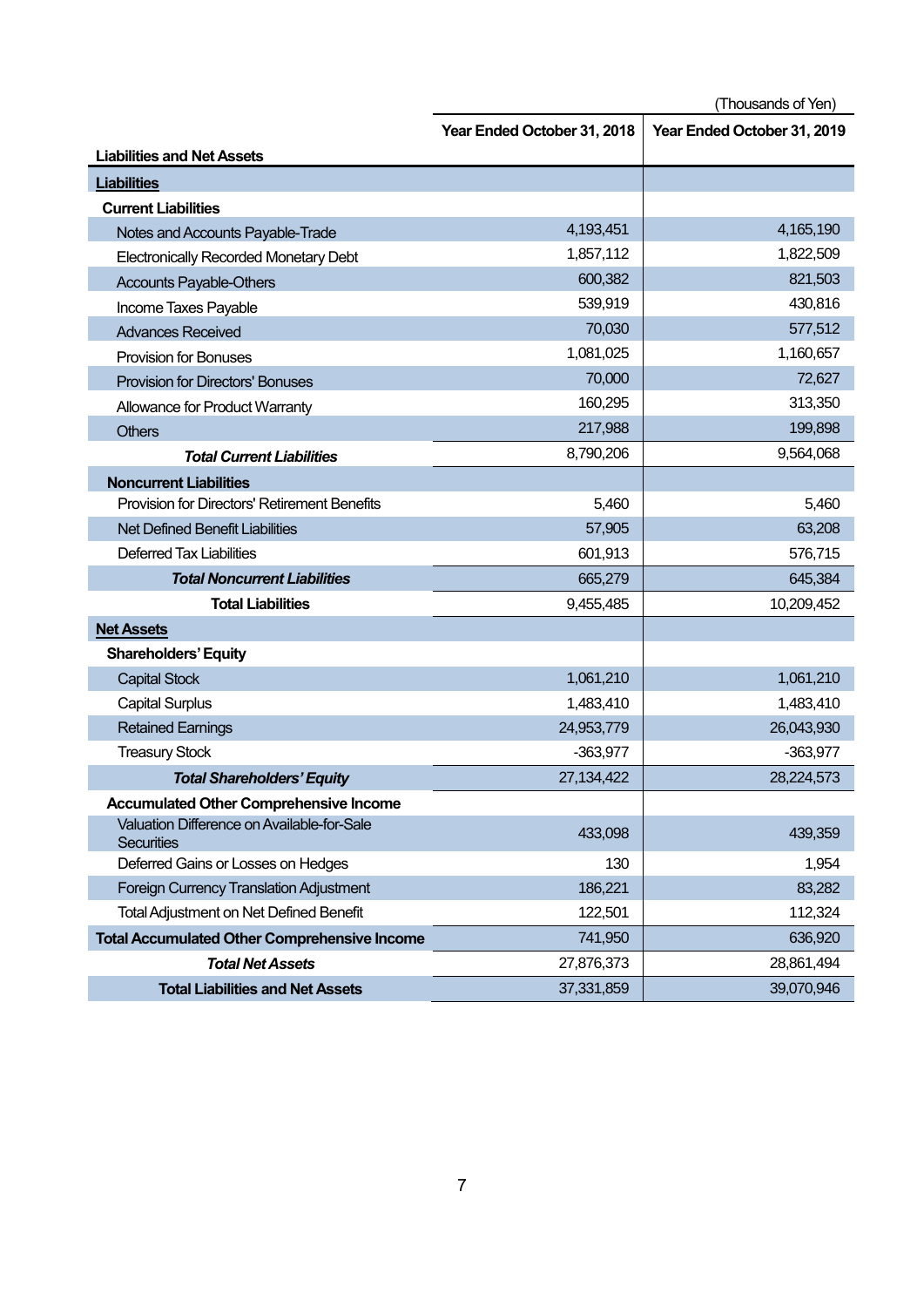(Thousands of Yen)

| Liabilities and Net Assets | Year Ended October 31, 2018 | Year Ended October 31, 2019 |
|---|---|---|
| **Liabilities** | | |
| **Current Liabilities** | | |
| Notes and Accounts Payable-Trade | 4,193,451 | 4,165,190 |
| Electronically Recorded Monetary Debt | 1,857,112 | 1,822,509 |
| Accounts Payable-Others | 600,382 | 821,503 |
| Income Taxes Payable | 539,919 | 430,816 |
| Advances Received | 70,030 | 577,512 |
| Provision for Bonuses | 1,081,025 | 1,160,657 |
| Provision for Directors' Bonuses | 70,000 | 72,627 |
| Allowance for Product Warranty | 160,295 | 313,350 |
| Others | 217,988 | 199,898 |
| ***Total Current Liabilities*** | 8,790,206 | 9,564,068 |
| **Noncurrent Liabilities** | | |
| Provision for Directors' Retirement Benefits | 5,460 | 5,460 |
| Net Defined Benefit Liabilities | 57,905 | 63,208 |
| Deferred Tax Liabilities | 601,913 | 576,715 |
| ***Total Noncurrent Liabilities*** | 665,279 | 645,384 |
| **Total Liabilities** | 9,455,485 | 10,209,452 |
| **Net Assets** | | |
| **Shareholders' Equity** | | |
| Capital Stock | 1,061,210 | 1,061,210 |
| Capital Surplus | 1,483,410 | 1,483,410 |
| Retained Earnings | 24,953,779 | 26,043,930 |
| Treasury Stock | -363,977 | -363,977 |
| ***Total Shareholders' Equity*** | 27,134,422 | 28,224,573 |
| **Accumulated Other Comprehensive Income** | | |
| Valuation Difference on Available-for-Sale Securities | 433,098 | 439,359 |
| Deferred Gains or Losses on Hedges | 130 | 1,954 |
| Foreign Currency Translation Adjustment | 186,221 | 83,282 |
| Total Adjustment on Net Defined Benefit | 122,501 | 112,324 |
| **Total Accumulated Other Comprehensive Income** | 741,950 | 636,920 |
| ***Total Net Assets*** | 27,876,373 | 28,861,494 |
| **Total Liabilities and Net Assets** | 37,331,859 | 39,070,946 |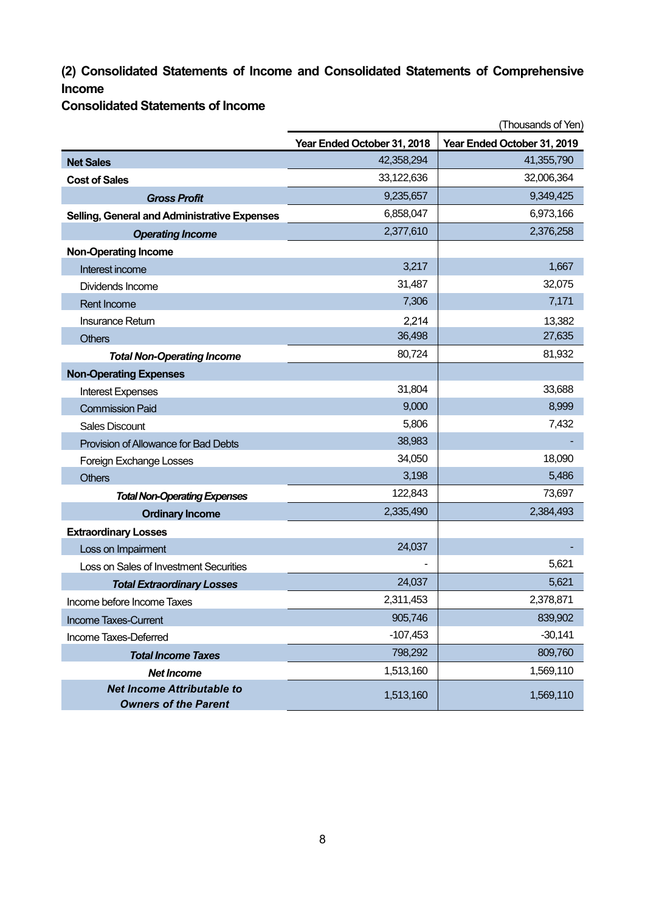## (2) Consolidated Statements of Income and Consolidated Statements of Comprehensive Income

### Consolidated Statements of Income

(Thousands of Yen)

| | Year Ended October 31, 2018 | Year Ended October 31, 2019 |
|---|---|---|
| **Net Sales** | 42,358,294 | 41,355,790 |
| **Cost of Sales** | 33,122,636 | 32,006,364 |
| ***Gross Profit*** | 9,235,657 | 9,349,425 |
| **Selling, General and Administrative Expenses** | 6,858,047 | 6,973,166 |
| ***Operating Income*** | 2,377,610 | 2,376,258 |
| **Non-Operating Income** | | |
| Interest income | 3,217 | 1,667 |
| Dividends Income | 31,487 | 32,075 |
| Rent Income | 7,306 | 7,171 |
| Insurance Return | 2,214 | 13,382 |
| Others | 36,498 | 27,635 |
| ***Total Non-Operating Income*** | 80,724 | 81,932 |
| **Non-Operating Expenses** | | |
| Interest Expenses | 31,804 | 33,688 |
| Commission Paid | 9,000 | 8,999 |
| Sales Discount | 5,806 | 7,432 |
| Provision of Allowance for Bad Debts | 38,983 | - |
| Foreign Exchange Losses | 34,050 | 18,090 |
| Others | 3,198 | 5,486 |
| ***Total Non-Operating Expenses*** | 122,843 | 73,697 |
| **Ordinary Income** | 2,335,490 | 2,384,493 |
| **Extraordinary Losses** | | |
| Loss on Impairment | 24,037 | - |
| Loss on Sales of Investment Securities | - | 5,621 |
| ***Total Extraordinary Losses*** | 24,037 | 5,621 |
| Income before Income Taxes | 2,311,453 | 2,378,871 |
| Income Taxes-Current | 905,746 | 839,902 |
| Income Taxes-Deferred | -107,453 | -30,141 |
| ***Total Income Taxes*** | 798,292 | 809,760 |
| ***Net Income*** | 1,513,160 | 1,569,110 |
| ***Net Income Attributable to Owners of the Parent*** | 1,513,160 | 1,569,110 |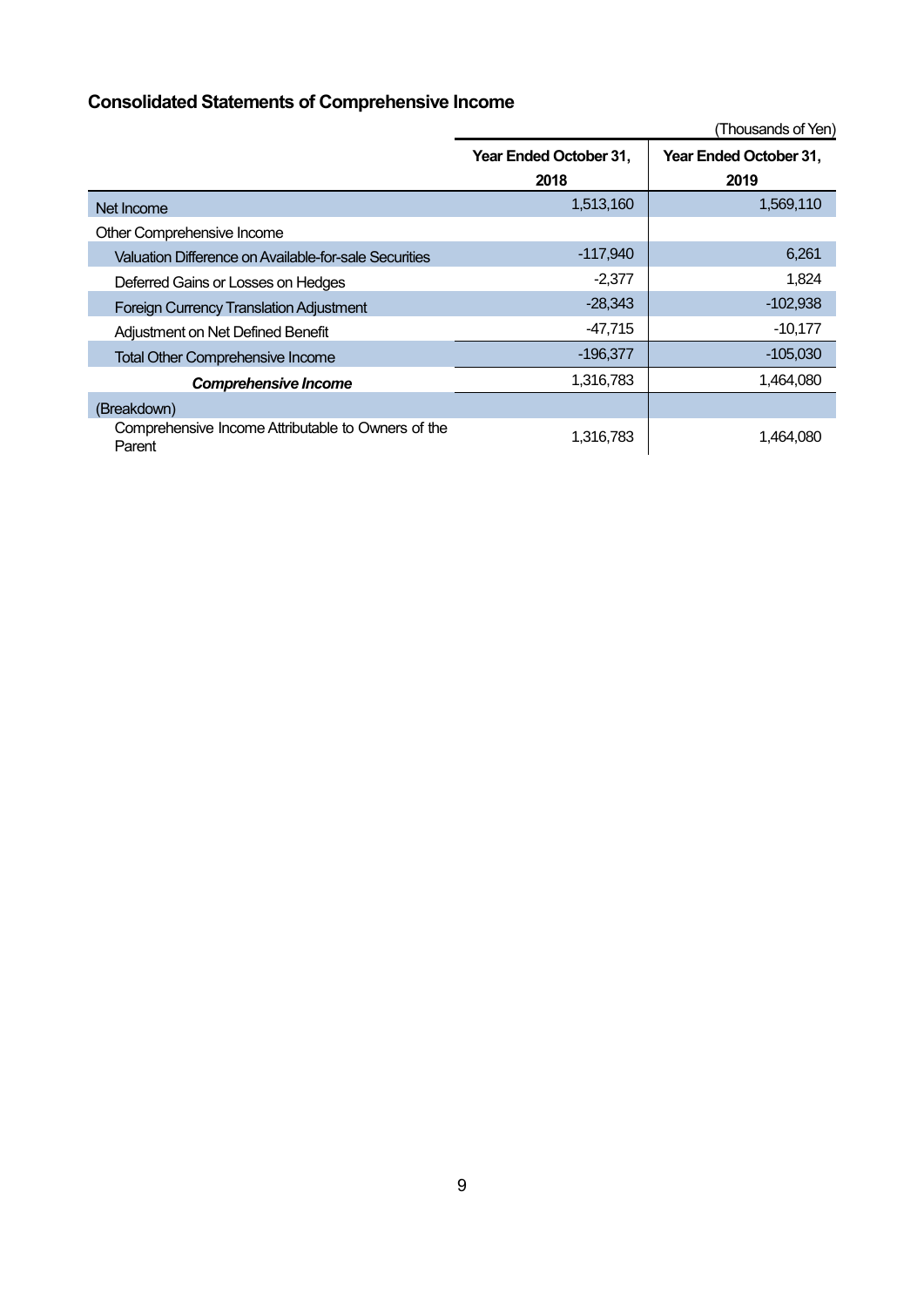## Consolidated Statements of Comprehensive Income

(Thousands of Yen)

| | Year Ended October 31, 2018 | Year Ended October 31, 2019 |
|---|---|---|
| Net Income | 1,513,160 | 1,569,110 |
| Other Comprehensive Income | | |
| Valuation Difference on Available-for-sale Securities | -117,940 | 6,261 |
| Deferred Gains or Losses on Hedges | -2,377 | 1,824 |
| Foreign Currency Translation Adjustment | -28,343 | -102,938 |
| Adjustment on Net Defined Benefit | -47,715 | -10,177 |
| Total Other Comprehensive Income | -196,377 | -105,030 |
| ***Comprehensive Income*** | 1,316,783 | 1,464,080 |
| (Breakdown) | | |
| Comprehensive Income Attributable to Owners of the Parent | 1,316,783 | 1,464,080 |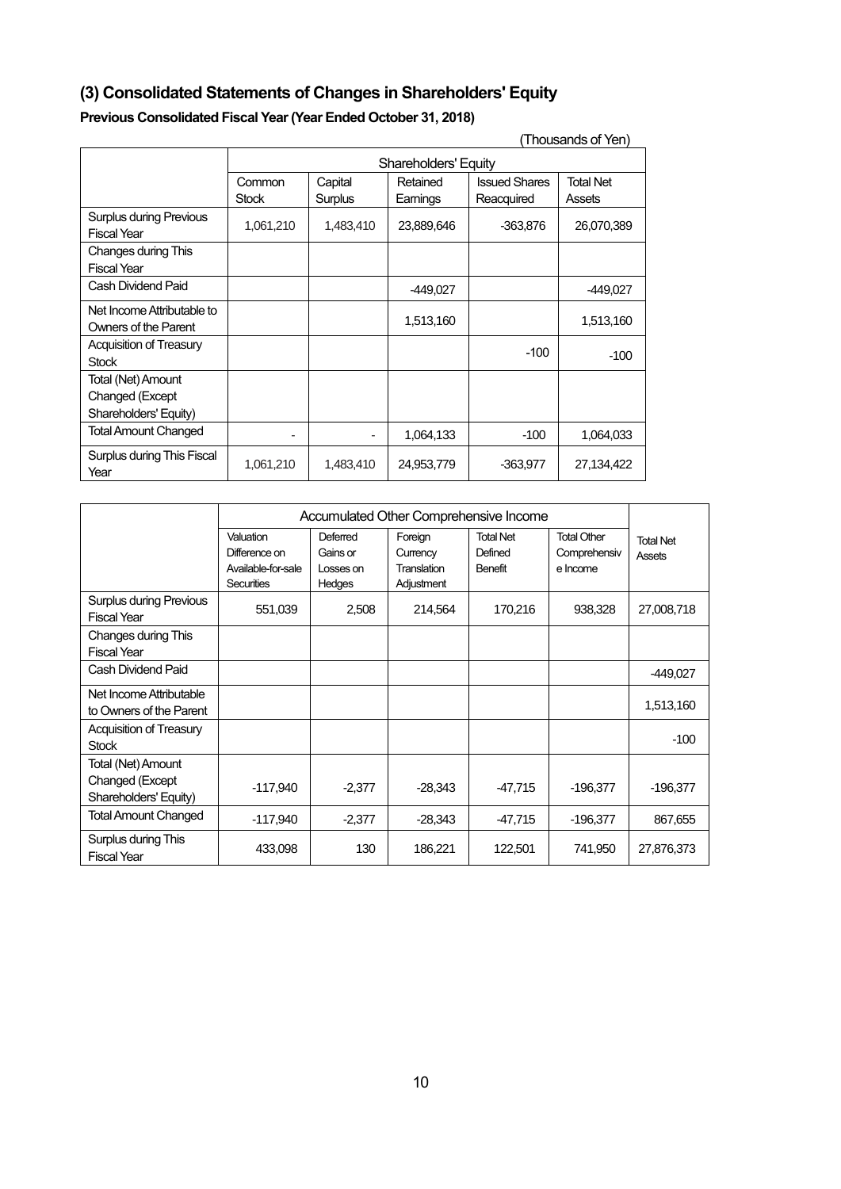## (3) Consolidated Statements of Changes in Shareholders' Equity

**Previous Consolidated Fiscal Year (Year Ended October 31, 2018)**

(Thousands of Yen)

| | Shareholders' Equity | | | | |
|---|---|---|---|---|---|
| | Common Stock | Capital Surplus | Retained Earnings | Issued Shares Reacquired | Total Net Assets |
| Surplus during Previous Fiscal Year | 1,061,210 | 1,483,410 | 23,889,646 | -363,876 | 26,070,389 |
| Changes during This Fiscal Year | | | | | |
| Cash Dividend Paid | | | -449,027 | | -449,027 |
| Net Income Attributable to Owners of the Parent | | | 1,513,160 | | 1,513,160 |
| Acquisition of Treasury Stock | | | | -100 | -100 |
| Total (Net) Amount Changed (Except Shareholders' Equity) | | | | | |
| Total Amount Changed | - | - | 1,064,133 | -100 | 1,064,033 |
| Surplus during This Fiscal Year | 1,061,210 | 1,483,410 | 24,953,779 | -363,977 | 27,134,422 |

| | Accumulated Other Comprehensive Income | | | | | Total Net Assets |
|---|---|---|---|---|---|---|
| | Valuation Difference on Available-for-sale Securities | Deferred Gains or Losses on Hedges | Foreign Currency Translation Adjustment | Total Net Defined Benefit | Total Other Comprehensive Income | |
| Surplus during Previous Fiscal Year | 551,039 | 2,508 | 214,564 | 170,216 | 938,328 | 27,008,718 |
| Changes during This Fiscal Year | | | | | | |
| Cash Dividend Paid | | | | | | -449,027 |
| Net Income Attributable to Owners of the Parent | | | | | | 1,513,160 |
| Acquisition of Treasury Stock | | | | | | -100 |
| Total (Net) Amount Changed (Except Shareholders' Equity) | -117,940 | -2,377 | -28,343 | -47,715 | -196,377 | -196,377 |
| Total Amount Changed | -117,940 | -2,377 | -28,343 | -47,715 | -196,377 | 867,655 |
| Surplus during This Fiscal Year | 433,098 | 130 | 186,221 | 122,501 | 741,950 | 27,876,373 |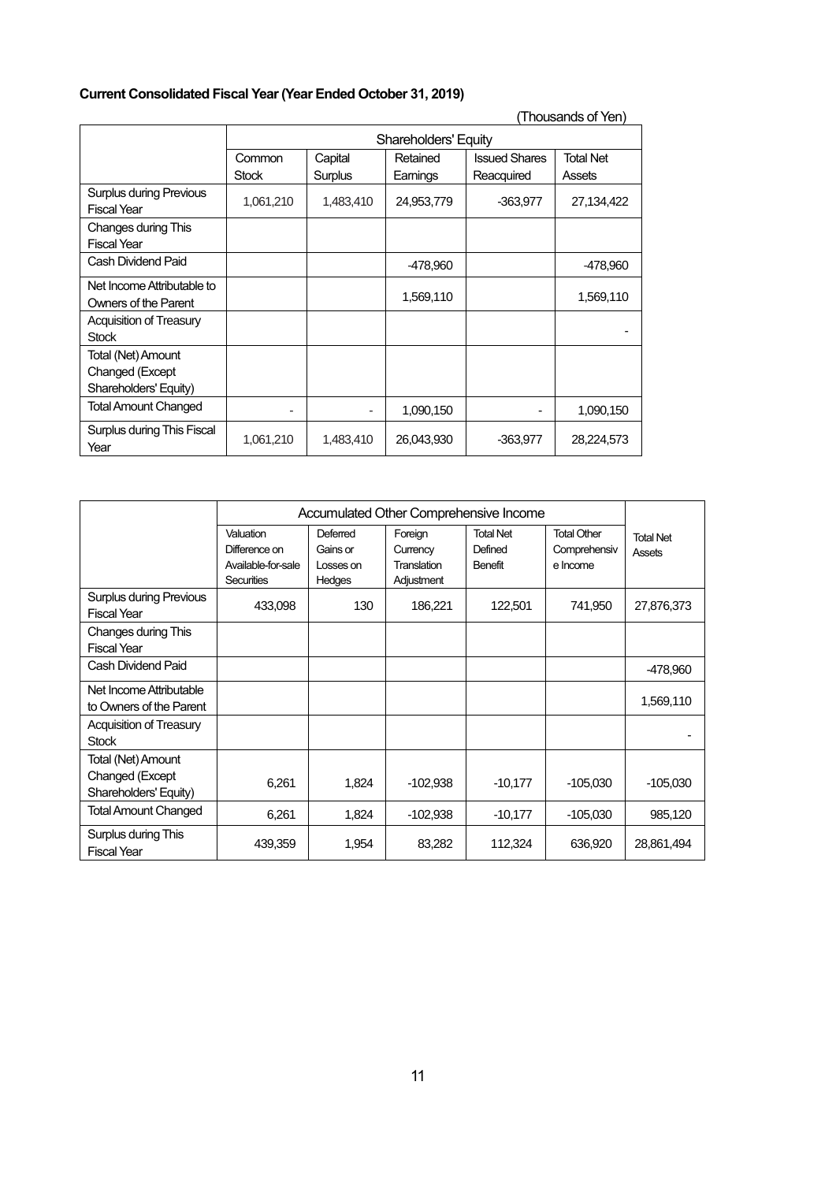**Current Consolidated Fiscal Year (Year Ended October 31, 2019)**

(Thousands of Yen)

| | Shareholders' Equity | | | | |
|---|---|---|---|---|---|
| | Common Stock | Capital Surplus | Retained Earnings | Issued Shares Reacquired | Total Net Assets |
| Surplus during Previous Fiscal Year | 1,061,210 | 1,483,410 | 24,953,779 | -363,977 | 27,134,422 |
| Changes during This Fiscal Year | | | | | |
| Cash Dividend Paid | | | -478,960 | | -478,960 |
| Net Income Attributable to Owners of the Parent | | | 1,569,110 | | 1,569,110 |
| Acquisition of Treasury Stock | | | | | - |
| Total (Net) Amount Changed (Except Shareholders' Equity) | | | | | |
| Total Amount Changed | - | - | 1,090,150 | - | 1,090,150 |
| Surplus during This Fiscal Year | 1,061,210 | 1,483,410 | 26,043,930 | -363,977 | 28,224,573 |

| | Accumulated Other Comprehensive Income | | | | | Total Net Assets |
|---|---|---|---|---|---|---|
| | Valuation Difference on Available-for-sale Securities | Deferred Gains or Losses on Hedges | Foreign Currency Translation Adjustment | Total Net Defined Benefit | Total Other Comprehensive Income | |
| Surplus during Previous Fiscal Year | 433,098 | 130 | 186,221 | 122,501 | 741,950 | 27,876,373 |
| Changes during This Fiscal Year | | | | | | |
| Cash Dividend Paid | | | | | | -478,960 |
| Net Income Attributable to Owners of the Parent | | | | | | 1,569,110 |
| Acquisition of Treasury Stock | | | | | | - |
| Total (Net) Amount Changed (Except Shareholders' Equity) | 6,261 | 1,824 | -102,938 | -10,177 | -105,030 | -105,030 |
| Total Amount Changed | 6,261 | 1,824 | -102,938 | -10,177 | -105,030 | 985,120 |
| Surplus during This Fiscal Year | 439,359 | 1,954 | 83,282 | 112,324 | 636,920 | 28,861,494 |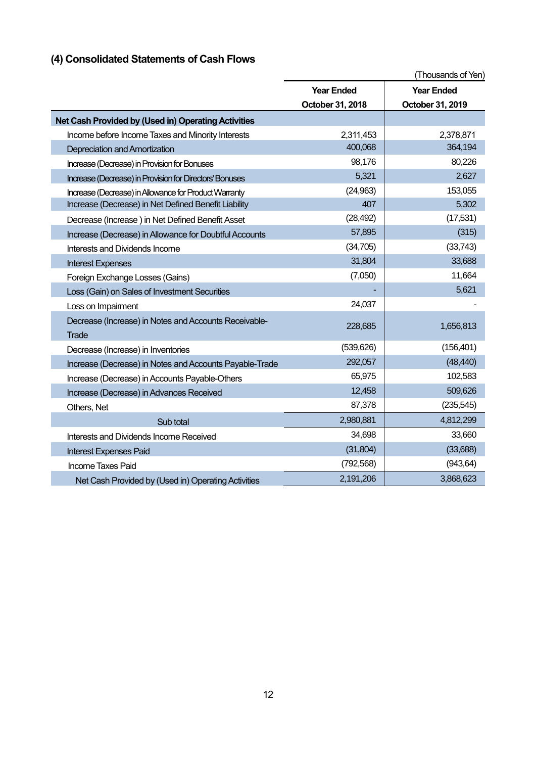## (4) Consolidated Statements of Cash Flows

(Thousands of Yen)

| | Year Ended October 31, 2018 | Year Ended October 31, 2019 |
|---|---|---|
| **Net Cash Provided by (Used in) Operating Activities** | | |
| Income before Income Taxes and Minority Interests | 2,311,453 | 2,378,871 |
| Depreciation and Amortization | 400,068 | 364,194 |
| Increase (Decrease) in Provision for Bonuses | 98,176 | 80,226 |
| Increase (Decrease) in Provision for Directors' Bonuses | 5,321 | 2,627 |
| Increase (Decrease) in Allowance for Product Warranty | (24,963) | 153,055 |
| Increase (Decrease) in Net Defined Benefit Liability | 407 | 5,302 |
| Decrease (Increase ) in Net Defined Benefit Asset | (28,492) | (17,531) |
| Increase (Decrease) in Allowance for Doubtful Accounts | 57,895 | (315) |
| Interests and Dividends Income | (34,705) | (33,743) |
| Interest Expenses | 31,804 | 33,688 |
| Foreign Exchange Losses (Gains) | (7,050) | 11,664 |
| Loss (Gain) on Sales of Investment Securities | - | 5,621 |
| Loss on Impairment | 24,037 | - |
| Decrease (Increase) in Notes and Accounts Receivable-Trade | 228,685 | 1,656,813 |
| Decrease (Increase) in Inventories | (539,626) | (156,401) |
| Increase (Decrease) in Notes and Accounts Payable-Trade | 292,057 | (48,440) |
| Increase (Decrease) in Accounts Payable-Others | 65,975 | 102,583 |
| Increase (Decrease) in Advances Received | 12,458 | 509,626 |
| Others, Net | 87,378 | (235,545) |
| Sub total | 2,980,881 | 4,812,299 |
| Interests and Dividends Income Received | 34,698 | 33,660 |
| Interest Expenses Paid | (31,804) | (33,688) |
| Income Taxes Paid | (792,568) | (943,64) |
| Net Cash Provided by (Used in) Operating Activities | 2,191,206 | 3,868,623 |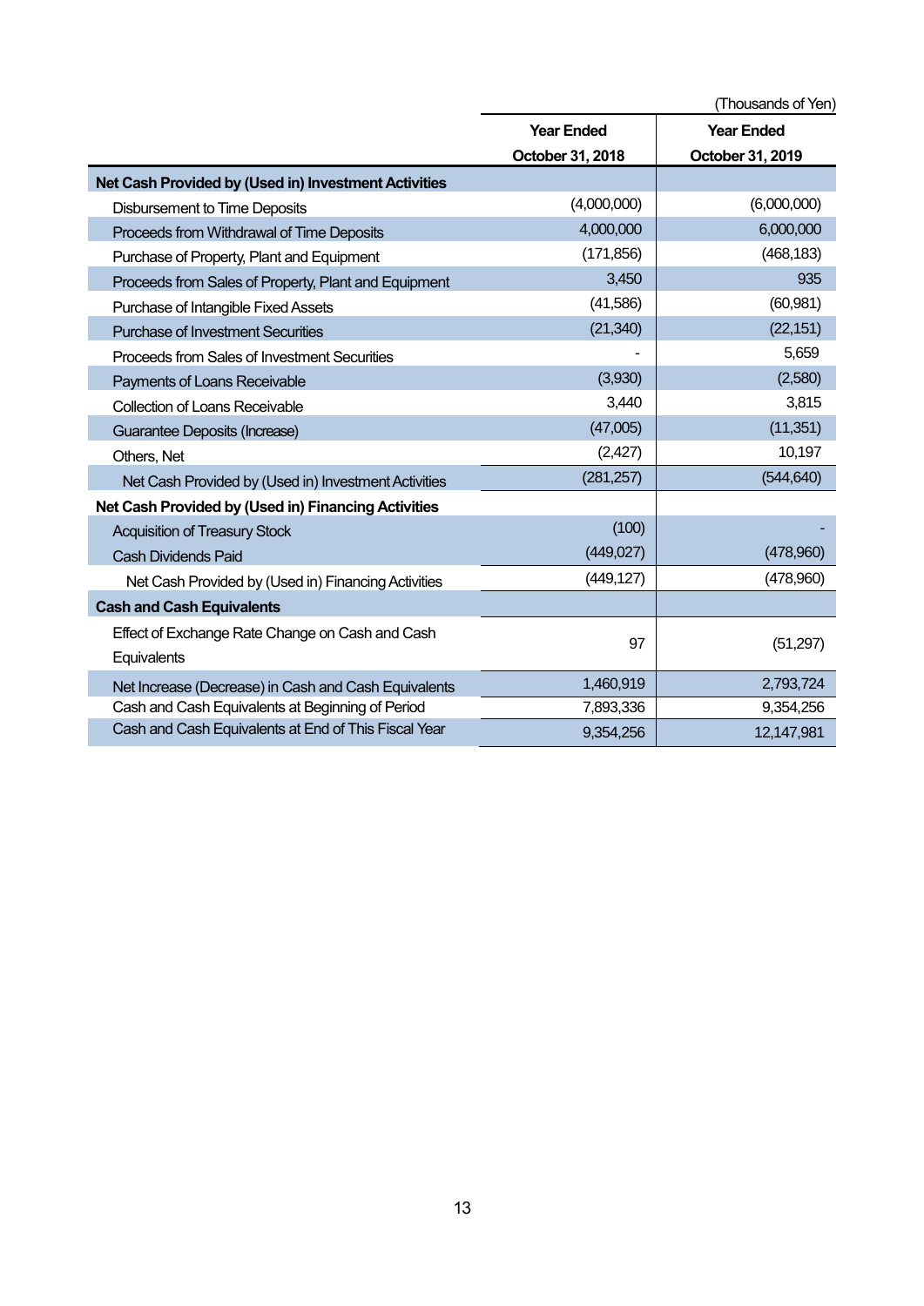(Thousands of Yen)

| | Year Ended October 31, 2018 | Year Ended October 31, 2019 |
|---|---|---|
| **Net Cash Provided by (Used in) Investment Activities** | | |
| Disbursement to Time Deposits | (4,000,000) | (6,000,000) |
| Proceeds from Withdrawal of Time Deposits | 4,000,000 | 6,000,000 |
| Purchase of Property, Plant and Equipment | (171,856) | (468,183) |
| Proceeds from Sales of Property, Plant and Equipment | 3,450 | 935 |
| Purchase of Intangible Fixed Assets | (41,586) | (60,981) |
| Purchase of Investment Securities | (21,340) | (22,151) |
| Proceeds from Sales of Investment Securities | - | 5,659 |
| Payments of Loans Receivable | (3,930) | (2,580) |
| Collection of Loans Receivable | 3,440 | 3,815 |
| Guarantee Deposits (Increase) | (47,005) | (11,351) |
| Others, Net | (2,427) | 10,197 |
| Net Cash Provided by (Used in) Investment Activities | (281,257) | (544,640) |
| **Net Cash Provided by (Used in) Financing Activities** | | |
| Acquisition of Treasury Stock | (100) | - |
| Cash Dividends Paid | (449,027) | (478,960) |
| Net Cash Provided by (Used in) Financing Activities | (449,127) | (478,960) |
| **Cash and Cash Equivalents** | | |
| Effect of Exchange Rate Change on Cash and Cash Equivalents | 97 | (51,297) |
| Net Increase (Decrease) in Cash and Cash Equivalents | 1,460,919 | 2,793,724 |
| Cash and Cash Equivalents at Beginning of Period | 7,893,336 | 9,354,256 |
| Cash and Cash Equivalents at End of This Fiscal Year | 9,354,256 | 12,147,981 |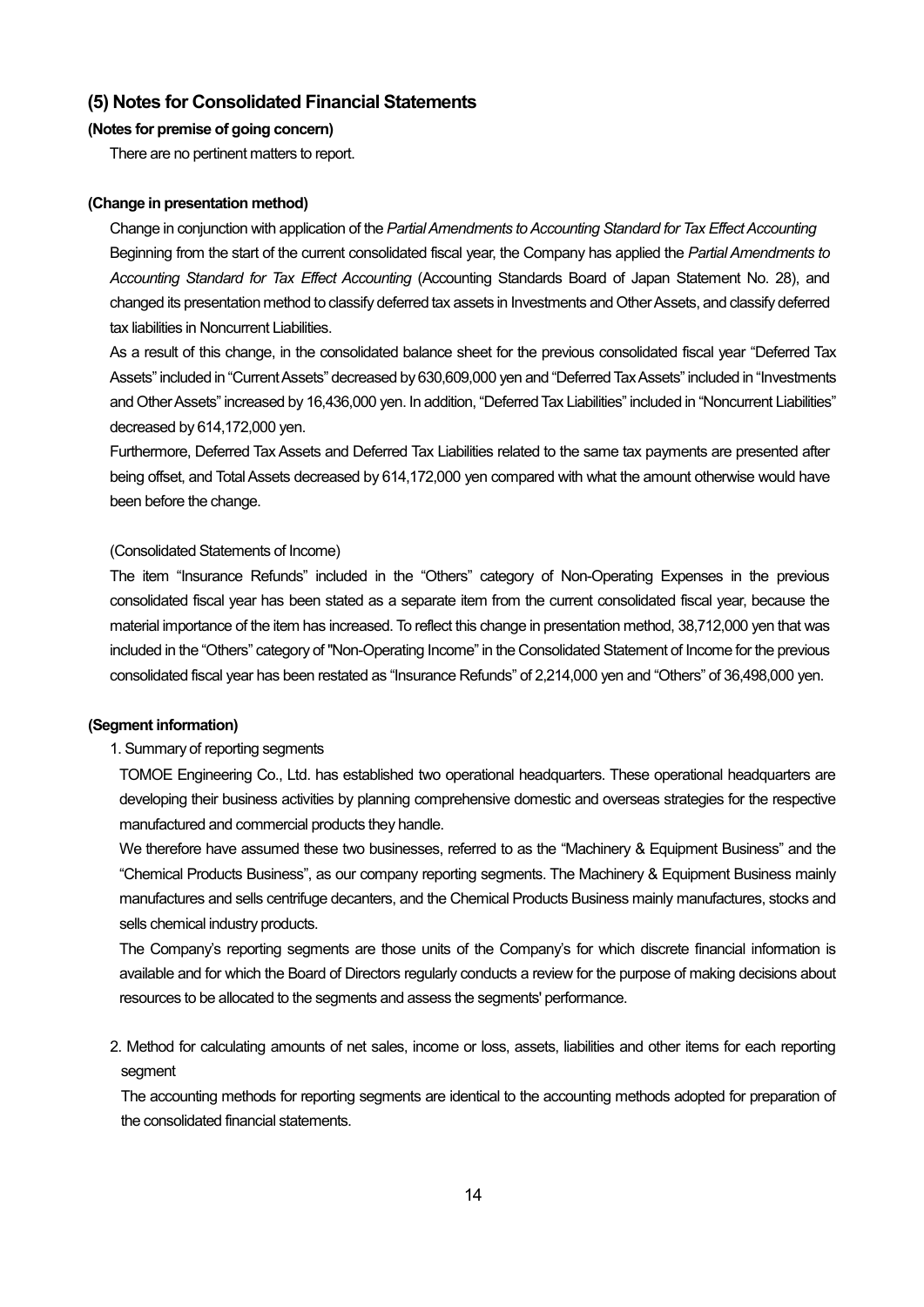## (5) Notes for Consolidated Financial Statements

**(Notes for premise of going concern)**

There are no pertinent matters to report.

**(Change in presentation method)**

Change in conjunction with application of the *Partial Amendments to Accounting Standard for Tax Effect Accounting*

Beginning from the start of the current consolidated fiscal year, the Company has applied the *Partial Amendments to Accounting Standard for Tax Effect Accounting* (Accounting Standards Board of Japan Statement No. 28), and changed its presentation method to classify deferred tax assets in Investments and Other Assets, and classify deferred tax liabilities in Noncurrent Liabilities.

As a result of this change, in the consolidated balance sheet for the previous consolidated fiscal year "Deferred Tax Assets" included in "Current Assets" decreased by 630,609,000 yen and "Deferred Tax Assets" included in "Investments and Other Assets" increased by 16,436,000 yen. In addition, "Deferred Tax Liabilities" included in "Noncurrent Liabilities" decreased by 614,172,000 yen.

Furthermore, Deferred Tax Assets and Deferred Tax Liabilities related to the same tax payments are presented after being offset, and Total Assets decreased by 614,172,000 yen compared with what the amount otherwise would have been before the change.

(Consolidated Statements of Income)

The item "Insurance Refunds" included in the "Others" category of Non-Operating Expenses in the previous consolidated fiscal year has been stated as a separate item from the current consolidated fiscal year, because the material importance of the item has increased. To reflect this change in presentation method, 38,712,000 yen that was included in the "Others" category of "Non-Operating Income" in the Consolidated Statement of Income for the previous consolidated fiscal year has been restated as "Insurance Refunds" of 2,214,000 yen and "Others" of 36,498,000 yen.

**(Segment information)**

1. Summary of reporting segments

TOMOE Engineering Co., Ltd. has established two operational headquarters. These operational headquarters are developing their business activities by planning comprehensive domestic and overseas strategies for the respective manufactured and commercial products they handle.

We therefore have assumed these two businesses, referred to as the "Machinery & Equipment Business" and the "Chemical Products Business", as our company reporting segments. The Machinery & Equipment Business mainly manufactures and sells centrifuge decanters, and the Chemical Products Business mainly manufactures, stocks and sells chemical industry products.

The Company's reporting segments are those units of the Company's for which discrete financial information is available and for which the Board of Directors regularly conducts a review for the purpose of making decisions about resources to be allocated to the segments and assess the segments' performance.

2. Method for calculating amounts of net sales, income or loss, assets, liabilities and other items for each reporting segment

The accounting methods for reporting segments are identical to the accounting methods adopted for preparation of the consolidated financial statements.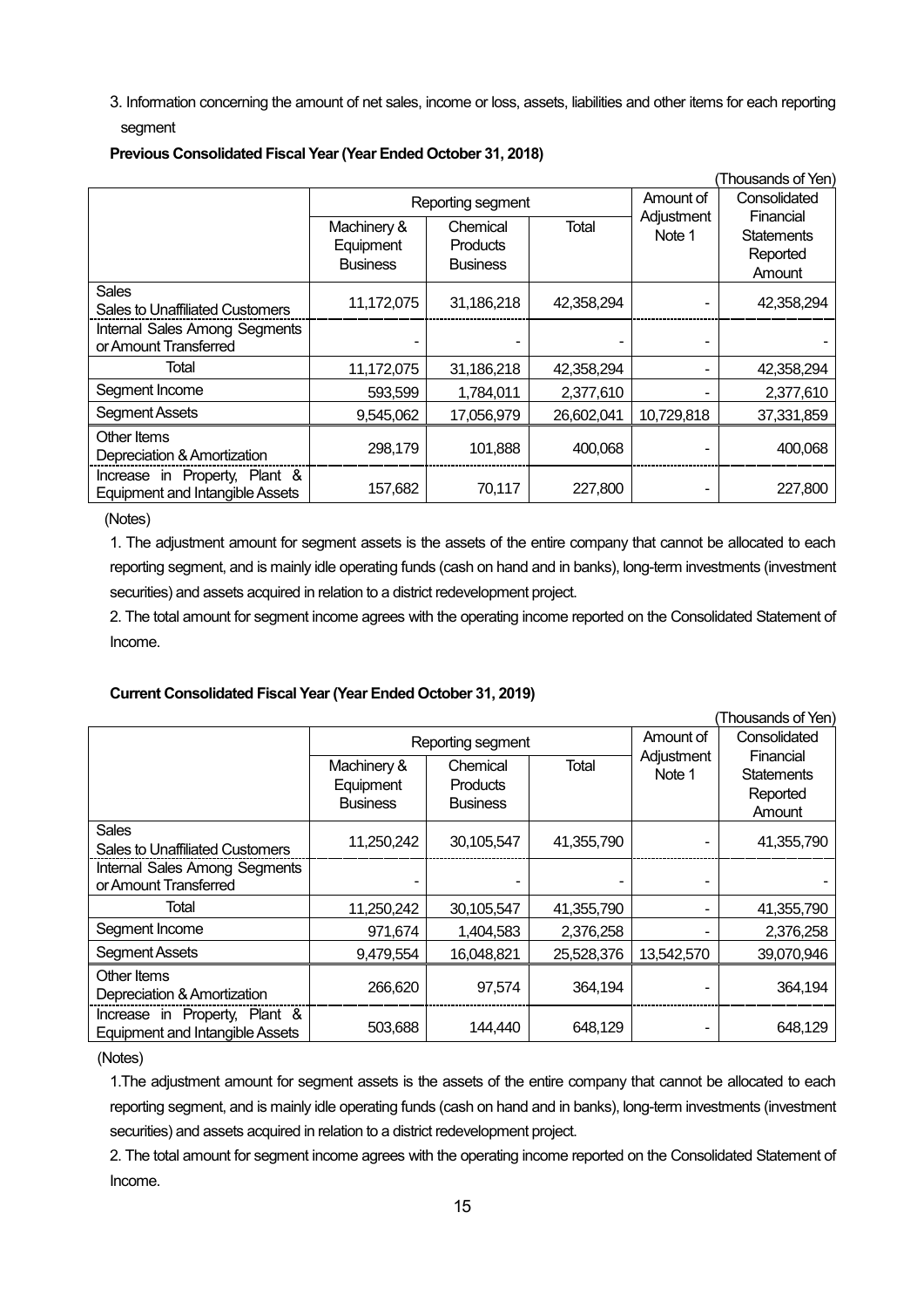3. Information concerning the amount of net sales, income or loss, assets, liabilities and other items for each reporting segment

**Previous Consolidated Fiscal Year (Year Ended October 31, 2018)**

(Thousands of Yen)

| | Reporting segment | | | Amount of Adjustment Note 1 | Consolidated Financial Statements Reported Amount |
|---|---|---|---|---|---|
| | Machinery & Equipment Business | Chemical Products Business | Total | | |
| Sales<br>Sales to Unaffiliated Customers | 11,172,075 | 31,186,218 | 42,358,294 | - | 42,358,294 |
| Internal Sales Among Segments or Amount Transferred | - | - | - | - | - |
| Total | 11,172,075 | 31,186,218 | 42,358,294 | - | 42,358,294 |
| Segment Income | 593,599 | 1,784,011 | 2,377,610 | - | 2,377,610 |
| Segment Assets | 9,545,062 | 17,056,979 | 26,602,041 | 10,729,818 | 37,331,859 |
| Other Items<br>Depreciation & Amortization | 298,179 | 101,888 | 400,068 | - | 400,068 |
| Increase in Property, Plant & Equipment and Intangible Assets | 157,682 | 70,117 | 227,800 | - | 227,800 |

(Notes)

1. The adjustment amount for segment assets is the assets of the entire company that cannot be allocated to each reporting segment, and is mainly idle operating funds (cash on hand and in banks), long-term investments (investment securities) and assets acquired in relation to a district redevelopment project.

2. The total amount for segment income agrees with the operating income reported on the Consolidated Statement of Income.

**Current Consolidated Fiscal Year (Year Ended October 31, 2019)**

(Thousands of Yen)

| | Reporting segment | | | Amount of Adjustment Note 1 | Consolidated Financial Statements Reported Amount |
|---|---|---|---|---|---|
| | Machinery & Equipment Business | Chemical Products Business | Total | | |
| Sales<br>Sales to Unaffiliated Customers | 11,250,242 | 30,105,547 | 41,355,790 | - | 41,355,790 |
| Internal Sales Among Segments or Amount Transferred | - | - | - | - | - |
| Total | 11,250,242 | 30,105,547 | 41,355,790 | - | 41,355,790 |
| Segment Income | 971,674 | 1,404,583 | 2,376,258 | - | 2,376,258 |
| Segment Assets | 9,479,554 | 16,048,821 | 25,528,376 | 13,542,570 | 39,070,946 |
| Other Items<br>Depreciation & Amortization | 266,620 | 97,574 | 364,194 | - | 364,194 |
| Increase in Property, Plant & Equipment and Intangible Assets | 503,688 | 144,440 | 648,129 | - | 648,129 |

(Notes)

1. The adjustment amount for segment assets is the assets of the entire company that cannot be allocated to each reporting segment, and is mainly idle operating funds (cash on hand and in banks), long-term investments (investment securities) and assets acquired in relation to a district redevelopment project.

2. The total amount for segment income agrees with the operating income reported on the Consolidated Statement of Income.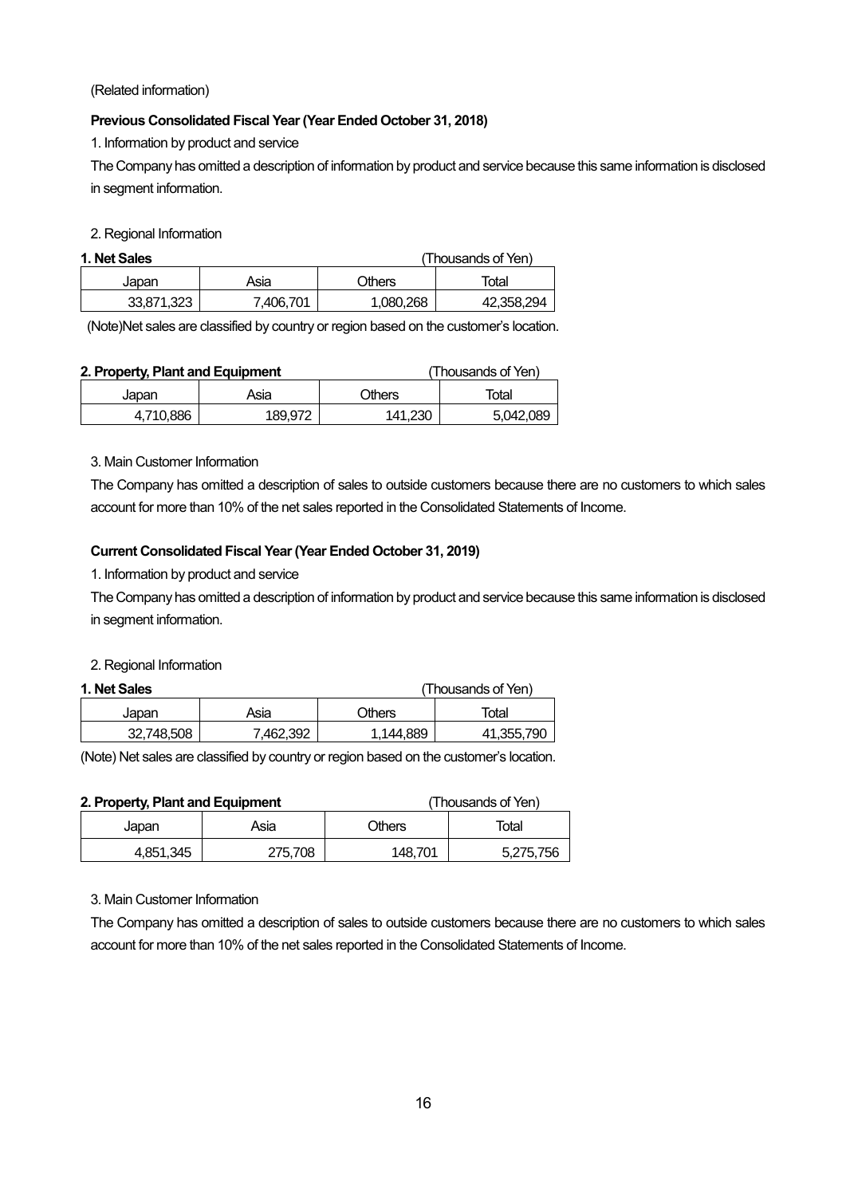(Related information)

**Previous Consolidated Fiscal Year (Year Ended October 31, 2018)**

1. Information by product and service

The Company has omitted a description of information by product and service because this same information is disclosed in segment information.

2. Regional Information

**1. Net Sales** (Thousands of Yen)

| Japan | Asia | Others | Total |
|---|---|---|---|
| 33,871,323 | 7,406,701 | 1,080,268 | 42,358,294 |

(Note)Net sales are classified by country or region based on the customer's location.

**2. Property, Plant and Equipment** (Thousands of Yen)

| Japan | Asia | Others | Total |
|---|---|---|---|
| 4,710,886 | 189,972 | 141,230 | 5,042,089 |

3. Main Customer Information

The Company has omitted a description of sales to outside customers because there are no customers to which sales account for more than 10% of the net sales reported in the Consolidated Statements of Income.

**Current Consolidated Fiscal Year (Year Ended October 31, 2019)**

1. Information by product and service

The Company has omitted a description of information by product and service because this same information is disclosed in segment information.

2. Regional Information

**1. Net Sales** (Thousands of Yen)

| Japan | Asia | Others | Total |
|---|---|---|---|
| 32,748,508 | 7,462,392 | 1,144,889 | 41,355,790 |

(Note) Net sales are classified by country or region based on the customer's location.

**2. Property, Plant and Equipment** (Thousands of Yen)

| Japan | Asia | Others | Total |
|---|---|---|---|
| 4,851,345 | 275,708 | 148,701 | 5,275,756 |

3. Main Customer Information

The Company has omitted a description of sales to outside customers because there are no customers to which sales account for more than 10% of the net sales reported in the Consolidated Statements of Income.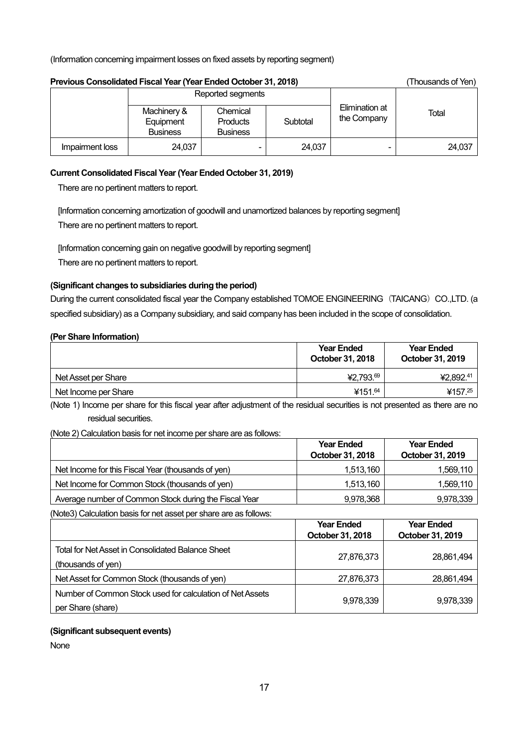(Information concerning impairment losses on fixed assets by reporting segment)

**Previous Consolidated Fiscal Year (Year Ended October 31, 2018)** (Thousands of Yen)

| | Reported segments | | | Elimination at the Company | Total |
|---|---|---|---|---|---|
| | Machinery & Equipment Business | Chemical Products Business | Subtotal | | |
| Impairment loss | 24,037 | - | 24,037 | - | 24,037 |

**Current Consolidated Fiscal Year (Year Ended October 31, 2019)**

There are no pertinent matters to report.

[Information concerning amortization of goodwill and unamortized balances by reporting segment]

There are no pertinent matters to report.

[Information concerning gain on negative goodwill by reporting segment]

There are no pertinent matters to report.

**(Significant changes to subsidiaries during the period)**

During the current consolidated fiscal year the Company established TOMOE ENGINEERING（TAICANG）CO.,LTD. (a specified subsidiary) as a Company subsidiary, and said company has been included in the scope of consolidation.

**(Per Share Information)**

| | **Year Ended October 31, 2018** | **Year Ended October 31, 2019** |
|---|---|---|
| Net Asset per Share | ¥2,793.69 | ¥2,892.41 |
| Net Income per Share | ¥151.64 | ¥157.25 |

(Note 1) Income per share for this fiscal year after adjustment of the residual securities is not presented as there are no residual securities.

(Note 2) Calculation basis for net income per share are as follows:

| | **Year Ended October 31, 2018** | **Year Ended October 31, 2019** |
|---|---|---|
| Net Income for this Fiscal Year (thousands of yen) | 1,513,160 | 1,569,110 |
| Net Income for Common Stock (thousands of yen) | 1,513,160 | 1,569,110 |
| Average number of Common Stock during the Fiscal Year | 9,978,368 | 9,978,339 |

(Note3) Calculation basis for net asset per share are as follows:

| | **Year Ended October 31, 2018** | **Year Ended October 31, 2019** |
|---|---|---|
| Total for Net Asset in Consolidated Balance Sheet (thousands of yen) | 27,876,373 | 28,861,494 |
| Net Asset for Common Stock (thousands of yen) | 27,876,373 | 28,861,494 |
| Number of Common Stock used for calculation of Net Assets per Share (share) | 9,978,339 | 9,978,339 |

**(Significant subsequent events)**

None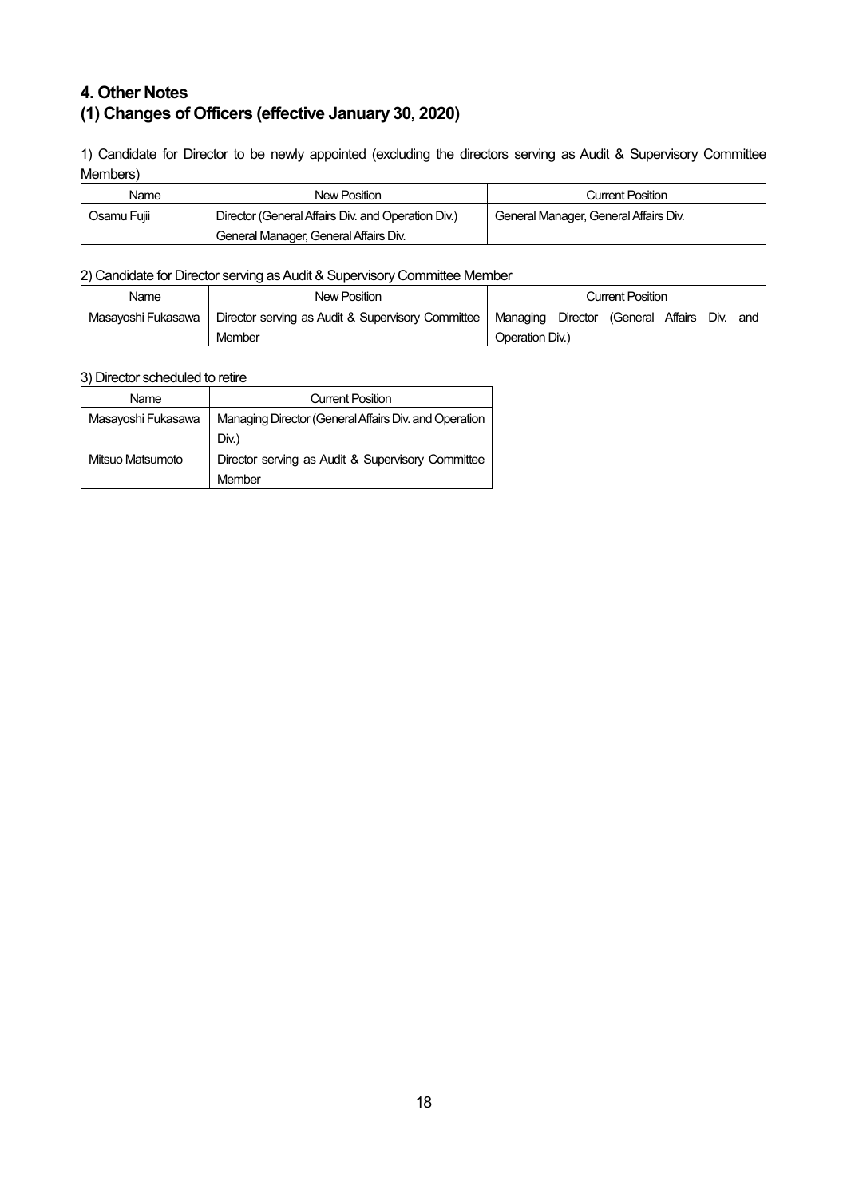## 4. Other Notes

### (1) Changes of Officers (effective January 30, 2020)

1) Candidate for Director to be newly appointed (excluding the directors serving as Audit & Supervisory Committee Members)

| Name | New Position | Current Position |
|---|---|---|
| Osamu Fujii | Director (General Affairs Div. and Operation Div.) General Manager, General Affairs Div. | General Manager, General Affairs Div. |

2) Candidate for Director serving as Audit & Supervisory Committee Member

| Name | New Position | Current Position |
|---|---|---|
| Masayoshi Fukasawa | Director serving as Audit & Supervisory Committee Member | Managing Director (General Affairs Div. and Operation Div.) |

3) Director scheduled to retire

| Name | Current Position |
|---|---|
| Masayoshi Fukasawa | Managing Director (General Affairs Div. and Operation Div.) |
| Mitsuo Matsumoto | Director serving as Audit & Supervisory Committee Member |